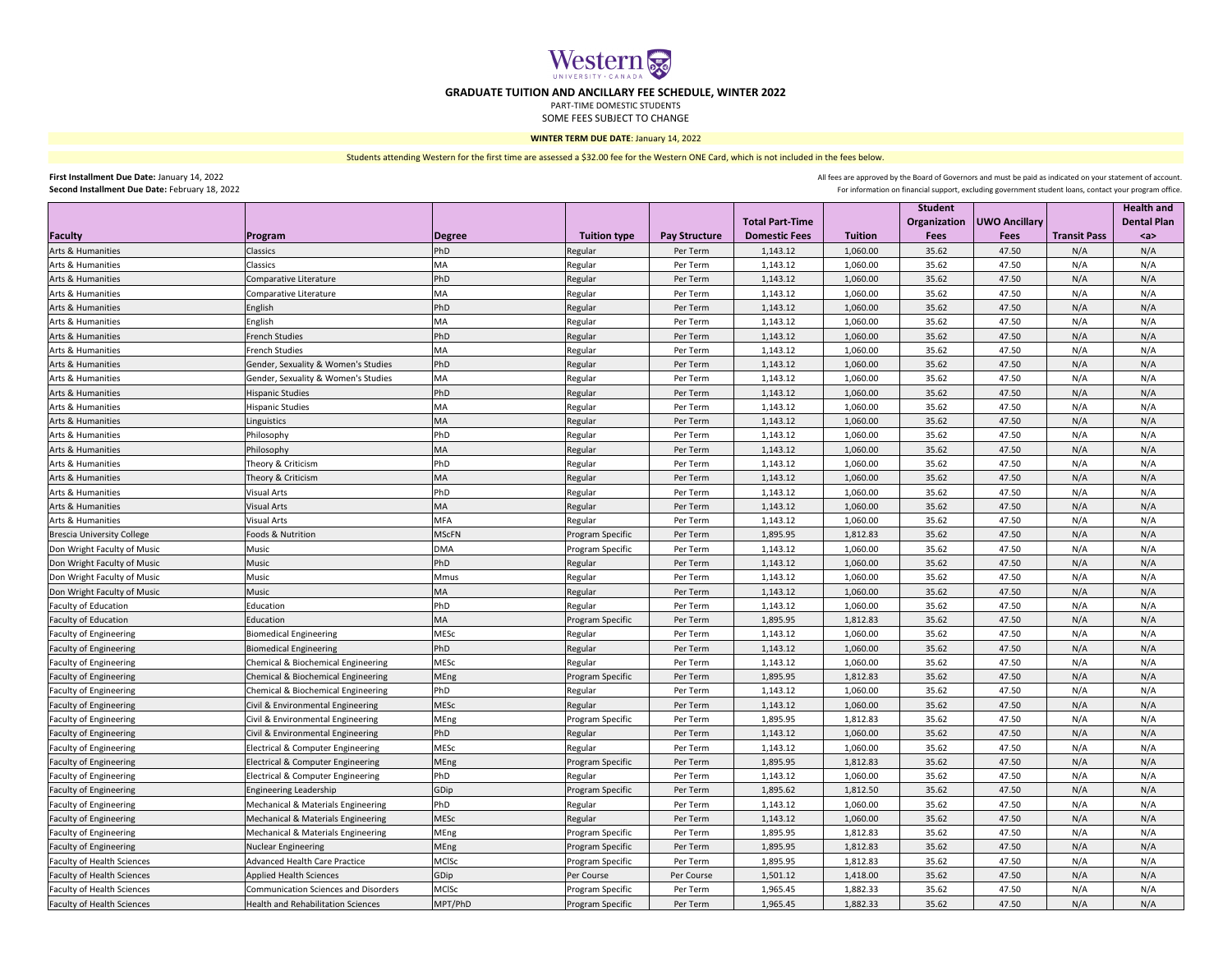# GRADUATE TUITION AND ANCILLARY FEE SCHEDULE, WINTER 2022

PART-TIME DOMESTIC STUDENTS

SOME FEES SUBJECT TO CHANGE

**WINTER TERM DUE DATE**: January 14, 2022

Students attending Western for the first time are assessed a $32.00 fee for the Western ONE Card, which is not included in the fees below.

**First Installment Due Date:** January 14, 2022
**Second Installment Due Date:** February 18, 2022

All fees are approved by the Board of Governors and must be paid as indicated on your statement of account.
For information on financial support, excluding government student loans, contact your program office.

| Faculty | Program | Degree | Tuition type | Pay Structure | Total Part-Time Domestic Fees | Tuition | Student Organization Fees | UWO Ancillary Fees | Transit Pass | Health and Dental Plan <a> |
|---|---|---|---|---|---|---|---|---|---|---|
| Arts & Humanities | Classics | PhD | Regular | Per Term | 1,143.12 | 1,060.00 | 35.62 | 47.50 | N/A | N/A |
| Arts & Humanities | Classics | MA | Regular | Per Term | 1,143.12 | 1,060.00 | 35.62 | 47.50 | N/A | N/A |
| Arts & Humanities | Comparative Literature | PhD | Regular | Per Term | 1,143.12 | 1,060.00 | 35.62 | 47.50 | N/A | N/A |
| Arts & Humanities | Comparative Literature | MA | Regular | Per Term | 1,143.12 | 1,060.00 | 35.62 | 47.50 | N/A | N/A |
| Arts & Humanities | English | PhD | Regular | Per Term | 1,143.12 | 1,060.00 | 35.62 | 47.50 | N/A | N/A |
| Arts & Humanities | English | MA | Regular | Per Term | 1,143.12 | 1,060.00 | 35.62 | 47.50 | N/A | N/A |
| Arts & Humanities | French Studies | PhD | Regular | Per Term | 1,143.12 | 1,060.00 | 35.62 | 47.50 | N/A | N/A |
| Arts & Humanities | French Studies | MA | Regular | Per Term | 1,143.12 | 1,060.00 | 35.62 | 47.50 | N/A | N/A |
| Arts & Humanities | Gender, Sexuality & Women's Studies | PhD | Regular | Per Term | 1,143.12 | 1,060.00 | 35.62 | 47.50 | N/A | N/A |
| Arts & Humanities | Gender, Sexuality & Women's Studies | MA | Regular | Per Term | 1,143.12 | 1,060.00 | 35.62 | 47.50 | N/A | N/A |
| Arts & Humanities | Hispanic Studies | PhD | Regular | Per Term | 1,143.12 | 1,060.00 | 35.62 | 47.50 | N/A | N/A |
| Arts & Humanities | Hispanic Studies | MA | Regular | Per Term | 1,143.12 | 1,060.00 | 35.62 | 47.50 | N/A | N/A |
| Arts & Humanities | Linguistics | MA | Regular | Per Term | 1,143.12 | 1,060.00 | 35.62 | 47.50 | N/A | N/A |
| Arts & Humanities | Philosophy | PhD | Regular | Per Term | 1,143.12 | 1,060.00 | 35.62 | 47.50 | N/A | N/A |
| Arts & Humanities | Philosophy | MA | Regular | Per Term | 1,143.12 | 1,060.00 | 35.62 | 47.50 | N/A | N/A |
| Arts & Humanities | Theory & Criticism | PhD | Regular | Per Term | 1,143.12 | 1,060.00 | 35.62 | 47.50 | N/A | N/A |
| Arts & Humanities | Theory & Criticism | MA | Regular | Per Term | 1,143.12 | 1,060.00 | 35.62 | 47.50 | N/A | N/A |
| Arts & Humanities | Visual Arts | PhD | Regular | Per Term | 1,143.12 | 1,060.00 | 35.62 | 47.50 | N/A | N/A |
| Arts & Humanities | Visual Arts | MA | Regular | Per Term | 1,143.12 | 1,060.00 | 35.62 | 47.50 | N/A | N/A |
| Arts & Humanities | Visual Arts | MFA | Regular | Per Term | 1,143.12 | 1,060.00 | 35.62 | 47.50 | N/A | N/A |
| Brescia University College | Foods & Nutrition | MScFN | Program Specific | Per Term | 1,895.95 | 1,812.83 | 35.62 | 47.50 | N/A | N/A |
| Don Wright Faculty of Music | Music | DMA | Program Specific | Per Term | 1,143.12 | 1,060.00 | 35.62 | 47.50 | N/A | N/A |
| Don Wright Faculty of Music | Music | PhD | Regular | Per Term | 1,143.12 | 1,060.00 | 35.62 | 47.50 | N/A | N/A |
| Don Wright Faculty of Music | Music | Mmus | Regular | Per Term | 1,143.12 | 1,060.00 | 35.62 | 47.50 | N/A | N/A |
| Don Wright Faculty of Music | Music | MA | Regular | Per Term | 1,143.12 | 1,060.00 | 35.62 | 47.50 | N/A | N/A |
| Faculty of Education | Education | PhD | Regular | Per Term | 1,143.12 | 1,060.00 | 35.62 | 47.50 | N/A | N/A |
| Faculty of Education | Education | MA | Program Specific | Per Term | 1,895.95 | 1,812.83 | 35.62 | 47.50 | N/A | N/A |
| Faculty of Engineering | Biomedical Engineering | MESc | Regular | Per Term | 1,143.12 | 1,060.00 | 35.62 | 47.50 | N/A | N/A |
| Faculty of Engineering | Biomedical Engineering | PhD | Regular | Per Term | 1,143.12 | 1,060.00 | 35.62 | 47.50 | N/A | N/A |
| Faculty of Engineering | Chemical & Biochemical Engineering | MESc | Regular | Per Term | 1,143.12 | 1,060.00 | 35.62 | 47.50 | N/A | N/A |
| Faculty of Engineering | Chemical & Biochemical Engineering | MEng | Program Specific | Per Term | 1,895.95 | 1,812.83 | 35.62 | 47.50 | N/A | N/A |
| Faculty of Engineering | Chemical & Biochemical Engineering | PhD | Regular | Per Term | 1,143.12 | 1,060.00 | 35.62 | 47.50 | N/A | N/A |
| Faculty of Engineering | Civil & Environmental Engineering | MESc | Regular | Per Term | 1,143.12 | 1,060.00 | 35.62 | 47.50 | N/A | N/A |
| Faculty of Engineering | Civil & Environmental Engineering | MEng | Program Specific | Per Term | 1,895.95 | 1,812.83 | 35.62 | 47.50 | N/A | N/A |
| Faculty of Engineering | Civil & Environmental Engineering | PhD | Regular | Per Term | 1,143.12 | 1,060.00 | 35.62 | 47.50 | N/A | N/A |
| Faculty of Engineering | Electrical & Computer Engineering | MESc | Regular | Per Term | 1,143.12 | 1,060.00 | 35.62 | 47.50 | N/A | N/A |
| Faculty of Engineering | Electrical & Computer Engineering | MEng | Program Specific | Per Term | 1,895.95 | 1,812.83 | 35.62 | 47.50 | N/A | N/A |
| Faculty of Engineering | Electrical & Computer Engineering | PhD | Regular | Per Term | 1,143.12 | 1,060.00 | 35.62 | 47.50 | N/A | N/A |
| Faculty of Engineering | Engineering Leadership | GDip | Program Specific | Per Term | 1,895.62 | 1,812.50 | 35.62 | 47.50 | N/A | N/A |
| Faculty of Engineering | Mechanical & Materials Engineering | PhD | Regular | Per Term | 1,143.12 | 1,060.00 | 35.62 | 47.50 | N/A | N/A |
| Faculty of Engineering | Mechanical & Materials Engineering | MESc | Regular | Per Term | 1,143.12 | 1,060.00 | 35.62 | 47.50 | N/A | N/A |
| Faculty of Engineering | Mechanical & Materials Engineering | MEng | Program Specific | Per Term | 1,895.95 | 1,812.83 | 35.62 | 47.50 | N/A | N/A |
| Faculty of Engineering | Nuclear Engineering | MEng | Program Specific | Per Term | 1,895.95 | 1,812.83 | 35.62 | 47.50 | N/A | N/A |
| Faculty of Health Sciences | Advanced Health Care Practice | MClSc | Program Specific | Per Term | 1,895.95 | 1,812.83 | 35.62 | 47.50 | N/A | N/A |
| Faculty of Health Sciences | Applied Health Sciences | GDip | Per Course | Per Course | 1,501.12 | 1,418.00 | 35.62 | 47.50 | N/A | N/A |
| Faculty of Health Sciences | Communication Sciences and Disorders | MClSc | Program Specific | Per Term | 1,965.45 | 1,882.33 | 35.62 | 47.50 | N/A | N/A |
| Faculty of Health Sciences | Health and Rehabilitation Sciences | MPT/PhD | Program Specific | Per Term | 1,965.45 | 1,882.33 | 35.62 | 47.50 | N/A | N/A |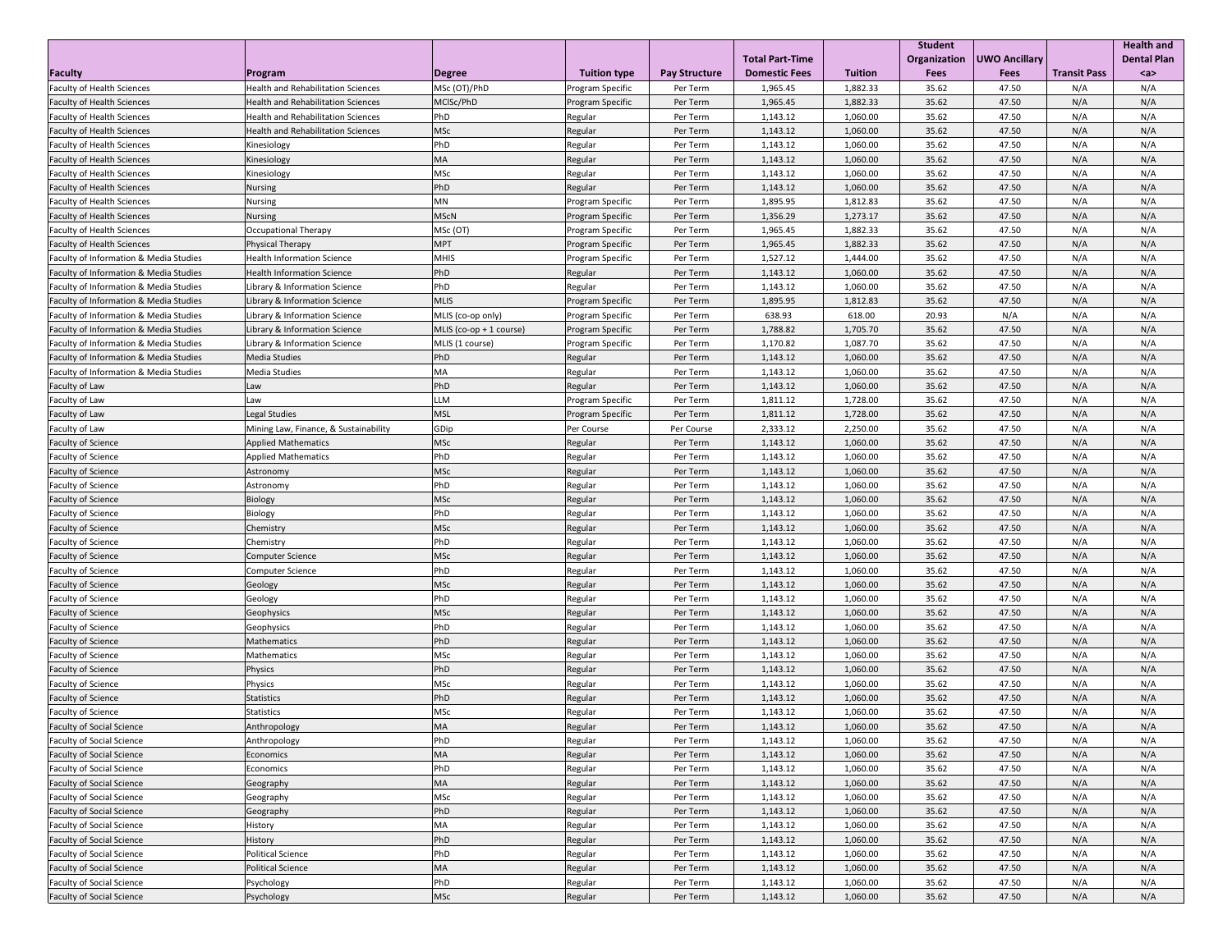| Faculty | Program | Degree | Tuition type | Pay Structure | Total Part-Time Domestic Fees | Tuition | Student Organization Fees | UWO Ancillary Fees | Transit Pass | Health and Dental Plan <a> |
|---|---|---|---|---|---|---|---|---|---|---|
| Faculty of Health Sciences | Health and Rehabilitation Sciences | MSc (OT)/PhD | Program Specific | Per Term | 1,965.45 | 1,882.33 | 35.62 | 47.50 | N/A | N/A |
| Faculty of Health Sciences | Health and Rehabilitation Sciences | MClSc/PhD | Program Specific | Per Term | 1,965.45 | 1,882.33 | 35.62 | 47.50 | N/A | N/A |
| Faculty of Health Sciences | Health and Rehabilitation Sciences | PhD | Regular | Per Term | 1,143.12 | 1,060.00 | 35.62 | 47.50 | N/A | N/A |
| Faculty of Health Sciences | Health and Rehabilitation Sciences | MSc | Regular | Per Term | 1,143.12 | 1,060.00 | 35.62 | 47.50 | N/A | N/A |
| Faculty of Health Sciences | Kinesiology | PhD | Regular | Per Term | 1,143.12 | 1,060.00 | 35.62 | 47.50 | N/A | N/A |
| Faculty of Health Sciences | Kinesiology | MA | Regular | Per Term | 1,143.12 | 1,060.00 | 35.62 | 47.50 | N/A | N/A |
| Faculty of Health Sciences | Kinesiology | MSc | Regular | Per Term | 1,143.12 | 1,060.00 | 35.62 | 47.50 | N/A | N/A |
| Faculty of Health Sciences | Nursing | PhD | Regular | Per Term | 1,143.12 | 1,060.00 | 35.62 | 47.50 | N/A | N/A |
| Faculty of Health Sciences | Nursing | MN | Program Specific | Per Term | 1,895.95 | 1,812.83 | 35.62 | 47.50 | N/A | N/A |
| Faculty of Health Sciences | Nursing | MScN | Program Specific | Per Term | 1,356.29 | 1,273.17 | 35.62 | 47.50 | N/A | N/A |
| Faculty of Health Sciences | Occupational Therapy | MSc (OT) | Program Specific | Per Term | 1,965.45 | 1,882.33 | 35.62 | 47.50 | N/A | N/A |
| Faculty of Health Sciences | Physical Therapy | MPT | Program Specific | Per Term | 1,965.45 | 1,882.33 | 35.62 | 47.50 | N/A | N/A |
| Faculty of Information & Media Studies | Health Information Science | MHIS | Program Specific | Per Term | 1,527.12 | 1,444.00 | 35.62 | 47.50 | N/A | N/A |
| Faculty of Information & Media Studies | Health Information Science | PhD | Regular | Per Term | 1,143.12 | 1,060.00 | 35.62 | 47.50 | N/A | N/A |
| Faculty of Information & Media Studies | Library & Information Science | PhD | Regular | Per Term | 1,143.12 | 1,060.00 | 35.62 | 47.50 | N/A | N/A |
| Faculty of Information & Media Studies | Library & Information Science | MLIS | Program Specific | Per Term | 1,895.95 | 1,812.83 | 35.62 | 47.50 | N/A | N/A |
| Faculty of Information & Media Studies | Library & Information Science | MLIS (co-op only) | Program Specific | Per Term | 638.93 | 618.00 | 20.93 | N/A | N/A | N/A |
| Faculty of Information & Media Studies | Library & Information Science | MLIS (co-op + 1 course) | Program Specific | Per Term | 1,788.82 | 1,705.70 | 35.62 | 47.50 | N/A | N/A |
| Faculty of Information & Media Studies | Library & Information Science | MLIS (1 course) | Program Specific | Per Term | 1,170.82 | 1,087.70 | 35.62 | 47.50 | N/A | N/A |
| Faculty of Information & Media Studies | Media Studies | PhD | Regular | Per Term | 1,143.12 | 1,060.00 | 35.62 | 47.50 | N/A | N/A |
| Faculty of Information & Media Studies | Media Studies | MA | Regular | Per Term | 1,143.12 | 1,060.00 | 35.62 | 47.50 | N/A | N/A |
| Faculty of Law | Law | PhD | Regular | Per Term | 1,143.12 | 1,060.00 | 35.62 | 47.50 | N/A | N/A |
| Faculty of Law | Law | LLM | Program Specific | Per Term | 1,811.12 | 1,728.00 | 35.62 | 47.50 | N/A | N/A |
| Faculty of Law | Legal Studies | MSL | Program Specific | Per Term | 1,811.12 | 1,728.00 | 35.62 | 47.50 | N/A | N/A |
| Faculty of Law | Mining Law, Finance, & Sustainability | GDip | Per Course | Per Course | 2,333.12 | 2,250.00 | 35.62 | 47.50 | N/A | N/A |
| Faculty of Science | Applied Mathematics | MSc | Regular | Per Term | 1,143.12 | 1,060.00 | 35.62 | 47.50 | N/A | N/A |
| Faculty of Science | Applied Mathematics | PhD | Regular | Per Term | 1,143.12 | 1,060.00 | 35.62 | 47.50 | N/A | N/A |
| Faculty of Science | Astronomy | MSc | Regular | Per Term | 1,143.12 | 1,060.00 | 35.62 | 47.50 | N/A | N/A |
| Faculty of Science | Astronomy | PhD | Regular | Per Term | 1,143.12 | 1,060.00 | 35.62 | 47.50 | N/A | N/A |
| Faculty of Science | Biology | MSc | Regular | Per Term | 1,143.12 | 1,060.00 | 35.62 | 47.50 | N/A | N/A |
| Faculty of Science | Biology | PhD | Regular | Per Term | 1,143.12 | 1,060.00 | 35.62 | 47.50 | N/A | N/A |
| Faculty of Science | Chemistry | MSc | Regular | Per Term | 1,143.12 | 1,060.00 | 35.62 | 47.50 | N/A | N/A |
| Faculty of Science | Chemistry | PhD | Regular | Per Term | 1,143.12 | 1,060.00 | 35.62 | 47.50 | N/A | N/A |
| Faculty of Science | Computer Science | MSc | Regular | Per Term | 1,143.12 | 1,060.00 | 35.62 | 47.50 | N/A | N/A |
| Faculty of Science | Computer Science | PhD | Regular | Per Term | 1,143.12 | 1,060.00 | 35.62 | 47.50 | N/A | N/A |
| Faculty of Science | Geology | MSc | Regular | Per Term | 1,143.12 | 1,060.00 | 35.62 | 47.50 | N/A | N/A |
| Faculty of Science | Geology | PhD | Regular | Per Term | 1,143.12 | 1,060.00 | 35.62 | 47.50 | N/A | N/A |
| Faculty of Science | Geophysics | MSc | Regular | Per Term | 1,143.12 | 1,060.00 | 35.62 | 47.50 | N/A | N/A |
| Faculty of Science | Geophysics | PhD | Regular | Per Term | 1,143.12 | 1,060.00 | 35.62 | 47.50 | N/A | N/A |
| Faculty of Science | Mathematics | PhD | Regular | Per Term | 1,143.12 | 1,060.00 | 35.62 | 47.50 | N/A | N/A |
| Faculty of Science | Mathematics | MSc | Regular | Per Term | 1,143.12 | 1,060.00 | 35.62 | 47.50 | N/A | N/A |
| Faculty of Science | Physics | PhD | Regular | Per Term | 1,143.12 | 1,060.00 | 35.62 | 47.50 | N/A | N/A |
| Faculty of Science | Physics | MSc | Regular | Per Term | 1,143.12 | 1,060.00 | 35.62 | 47.50 | N/A | N/A |
| Faculty of Science | Statistics | PhD | Regular | Per Term | 1,143.12 | 1,060.00 | 35.62 | 47.50 | N/A | N/A |
| Faculty of Science | Statistics | MSc | Regular | Per Term | 1,143.12 | 1,060.00 | 35.62 | 47.50 | N/A | N/A |
| Faculty of Social Science | Anthropology | MA | Regular | Per Term | 1,143.12 | 1,060.00 | 35.62 | 47.50 | N/A | N/A |
| Faculty of Social Science | Anthropology | PhD | Regular | Per Term | 1,143.12 | 1,060.00 | 35.62 | 47.50 | N/A | N/A |
| Faculty of Social Science | Economics | MA | Regular | Per Term | 1,143.12 | 1,060.00 | 35.62 | 47.50 | N/A | N/A |
| Faculty of Social Science | Economics | PhD | Regular | Per Term | 1,143.12 | 1,060.00 | 35.62 | 47.50 | N/A | N/A |
| Faculty of Social Science | Geography | MA | Regular | Per Term | 1,143.12 | 1,060.00 | 35.62 | 47.50 | N/A | N/A |
| Faculty of Social Science | Geography | MSc | Regular | Per Term | 1,143.12 | 1,060.00 | 35.62 | 47.50 | N/A | N/A |
| Faculty of Social Science | Geography | PhD | Regular | Per Term | 1,143.12 | 1,060.00 | 35.62 | 47.50 | N/A | N/A |
| Faculty of Social Science | History | MA | Regular | Per Term | 1,143.12 | 1,060.00 | 35.62 | 47.50 | N/A | N/A |
| Faculty of Social Science | History | PhD | Regular | Per Term | 1,143.12 | 1,060.00 | 35.62 | 47.50 | N/A | N/A |
| Faculty of Social Science | Political Science | PhD | Regular | Per Term | 1,143.12 | 1,060.00 | 35.62 | 47.50 | N/A | N/A |
| Faculty of Social Science | Political Science | MA | Regular | Per Term | 1,143.12 | 1,060.00 | 35.62 | 47.50 | N/A | N/A |
| Faculty of Social Science | Psychology | PhD | Regular | Per Term | 1,143.12 | 1,060.00 | 35.62 | 47.50 | N/A | N/A |
| Faculty of Social Science | Psychology | MSc | Regular | Per Term | 1,143.12 | 1,060.00 | 35.62 | 47.50 | N/A | N/A |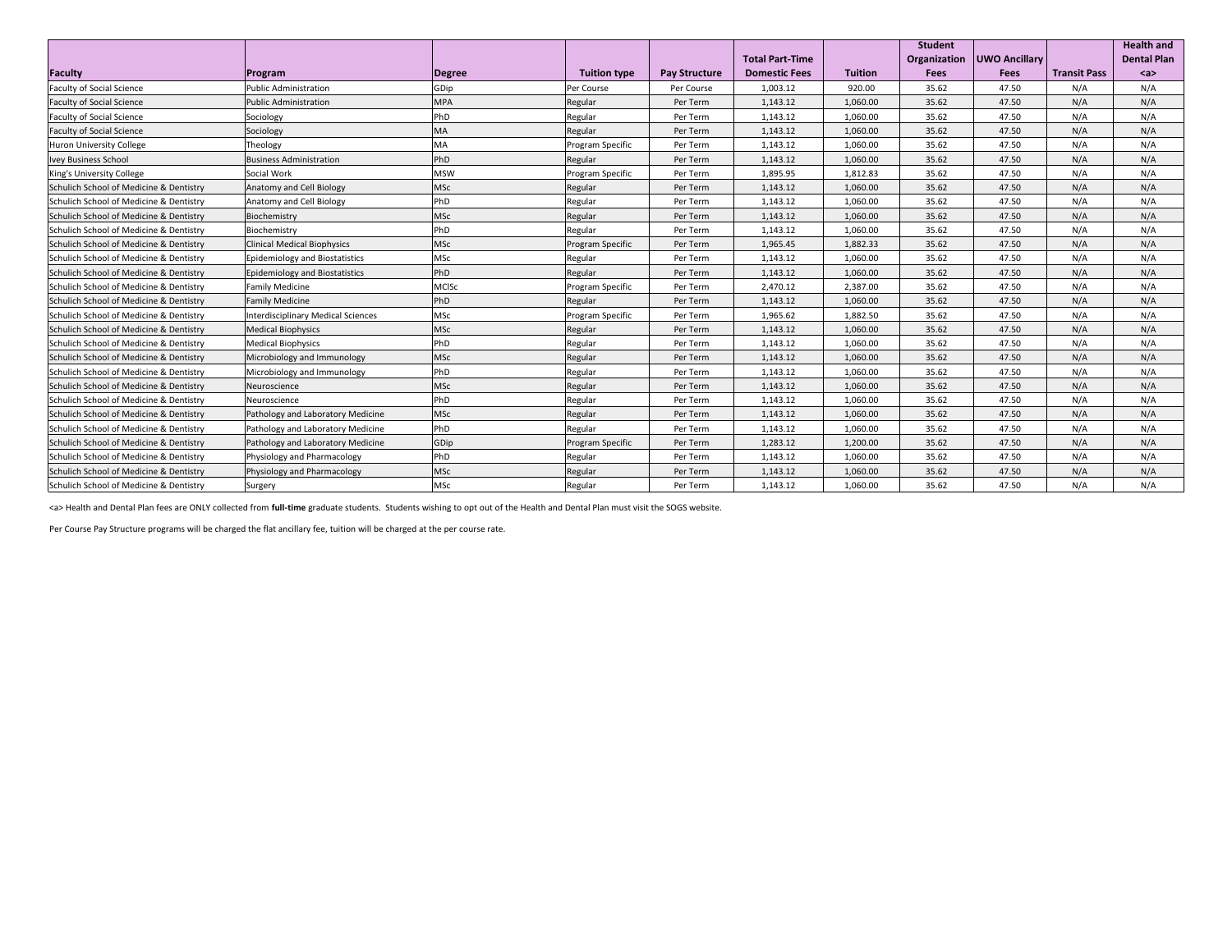| Faculty | Program | Degree | Tuition type | Pay Structure | Total Part-Time Domestic Fees | Tuition | Student Organization Fees | UWO Ancillary Fees | Transit Pass | Health and Dental Plan <a> |
|---|---|---|---|---|---|---|---|---|---|---|
| Faculty of Social Science | Public Administration | GDip | Per Course | Per Course | 1,003.12 | 920.00 | 35.62 | 47.50 | N/A | N/A |
| Faculty of Social Science | Public Administration | MPA | Regular | Per Term | 1,143.12 | 1,060.00 | 35.62 | 47.50 | N/A | N/A |
| Faculty of Social Science | Sociology | PhD | Regular | Per Term | 1,143.12 | 1,060.00 | 35.62 | 47.50 | N/A | N/A |
| Faculty of Social Science | Sociology | MA | Regular | Per Term | 1,143.12 | 1,060.00 | 35.62 | 47.50 | N/A | N/A |
| Huron University College | Theology | MA | Program Specific | Per Term | 1,143.12 | 1,060.00 | 35.62 | 47.50 | N/A | N/A |
| Ivey Business School | Business Administration | PhD | Regular | Per Term | 1,143.12 | 1,060.00 | 35.62 | 47.50 | N/A | N/A |
| King's University College | Social Work | MSW | Program Specific | Per Term | 1,895.95 | 1,812.83 | 35.62 | 47.50 | N/A | N/A |
| Schulich School of Medicine & Dentistry | Anatomy and Cell Biology | MSc | Regular | Per Term | 1,143.12 | 1,060.00 | 35.62 | 47.50 | N/A | N/A |
| Schulich School of Medicine & Dentistry | Anatomy and Cell Biology | PhD | Regular | Per Term | 1,143.12 | 1,060.00 | 35.62 | 47.50 | N/A | N/A |
| Schulich School of Medicine & Dentistry | Biochemistry | MSc | Regular | Per Term | 1,143.12 | 1,060.00 | 35.62 | 47.50 | N/A | N/A |
| Schulich School of Medicine & Dentistry | Biochemistry | PhD | Regular | Per Term | 1,143.12 | 1,060.00 | 35.62 | 47.50 | N/A | N/A |
| Schulich School of Medicine & Dentistry | Clinical Medical Biophysics | MSc | Program Specific | Per Term | 1,965.45 | 1,882.33 | 35.62 | 47.50 | N/A | N/A |
| Schulich School of Medicine & Dentistry | Epidemiology and Biostatistics | MSc | Regular | Per Term | 1,143.12 | 1,060.00 | 35.62 | 47.50 | N/A | N/A |
| Schulich School of Medicine & Dentistry | Epidemiology and Biostatistics | PhD | Regular | Per Term | 1,143.12 | 1,060.00 | 35.62 | 47.50 | N/A | N/A |
| Schulich School of Medicine & Dentistry | Family Medicine | MClSc | Program Specific | Per Term | 2,470.12 | 2,387.00 | 35.62 | 47.50 | N/A | N/A |
| Schulich School of Medicine & Dentistry | Family Medicine | PhD | Regular | Per Term | 1,143.12 | 1,060.00 | 35.62 | 47.50 | N/A | N/A |
| Schulich School of Medicine & Dentistry | Interdisciplinary Medical Sciences | MSc | Program Specific | Per Term | 1,965.62 | 1,882.50 | 35.62 | 47.50 | N/A | N/A |
| Schulich School of Medicine & Dentistry | Medical Biophysics | MSc | Regular | Per Term | 1,143.12 | 1,060.00 | 35.62 | 47.50 | N/A | N/A |
| Schulich School of Medicine & Dentistry | Medical Biophysics | PhD | Regular | Per Term | 1,143.12 | 1,060.00 | 35.62 | 47.50 | N/A | N/A |
| Schulich School of Medicine & Dentistry | Microbiology and Immunology | MSc | Regular | Per Term | 1,143.12 | 1,060.00 | 35.62 | 47.50 | N/A | N/A |
| Schulich School of Medicine & Dentistry | Microbiology and Immunology | PhD | Regular | Per Term | 1,143.12 | 1,060.00 | 35.62 | 47.50 | N/A | N/A |
| Schulich School of Medicine & Dentistry | Neuroscience | MSc | Regular | Per Term | 1,143.12 | 1,060.00 | 35.62 | 47.50 | N/A | N/A |
| Schulich School of Medicine & Dentistry | Neuroscience | PhD | Regular | Per Term | 1,143.12 | 1,060.00 | 35.62 | 47.50 | N/A | N/A |
| Schulich School of Medicine & Dentistry | Pathology and Laboratory Medicine | MSc | Regular | Per Term | 1,143.12 | 1,060.00 | 35.62 | 47.50 | N/A | N/A |
| Schulich School of Medicine & Dentistry | Pathology and Laboratory Medicine | PhD | Regular | Per Term | 1,143.12 | 1,060.00 | 35.62 | 47.50 | N/A | N/A |
| Schulich School of Medicine & Dentistry | Pathology and Laboratory Medicine | GDip | Program Specific | Per Term | 1,283.12 | 1,200.00 | 35.62 | 47.50 | N/A | N/A |
| Schulich School of Medicine & Dentistry | Physiology and Pharmacology | PhD | Regular | Per Term | 1,143.12 | 1,060.00 | 35.62 | 47.50 | N/A | N/A |
| Schulich School of Medicine & Dentistry | Physiology and Pharmacology | MSc | Regular | Per Term | 1,143.12 | 1,060.00 | 35.62 | 47.50 | N/A | N/A |
| Schulich School of Medicine & Dentistry | Surgery | MSc | Regular | Per Term | 1,143.12 | 1,060.00 | 35.62 | 47.50 | N/A | N/A |

<a> Health and Dental Plan fees are ONLY collected from **full-time** graduate students. Students wishing to opt out of the Health and Dental Plan must visit the SOGS website.

Per Course Pay Structure programs will be charged the flat ancillary fee, tuition will be charged at the per course rate.